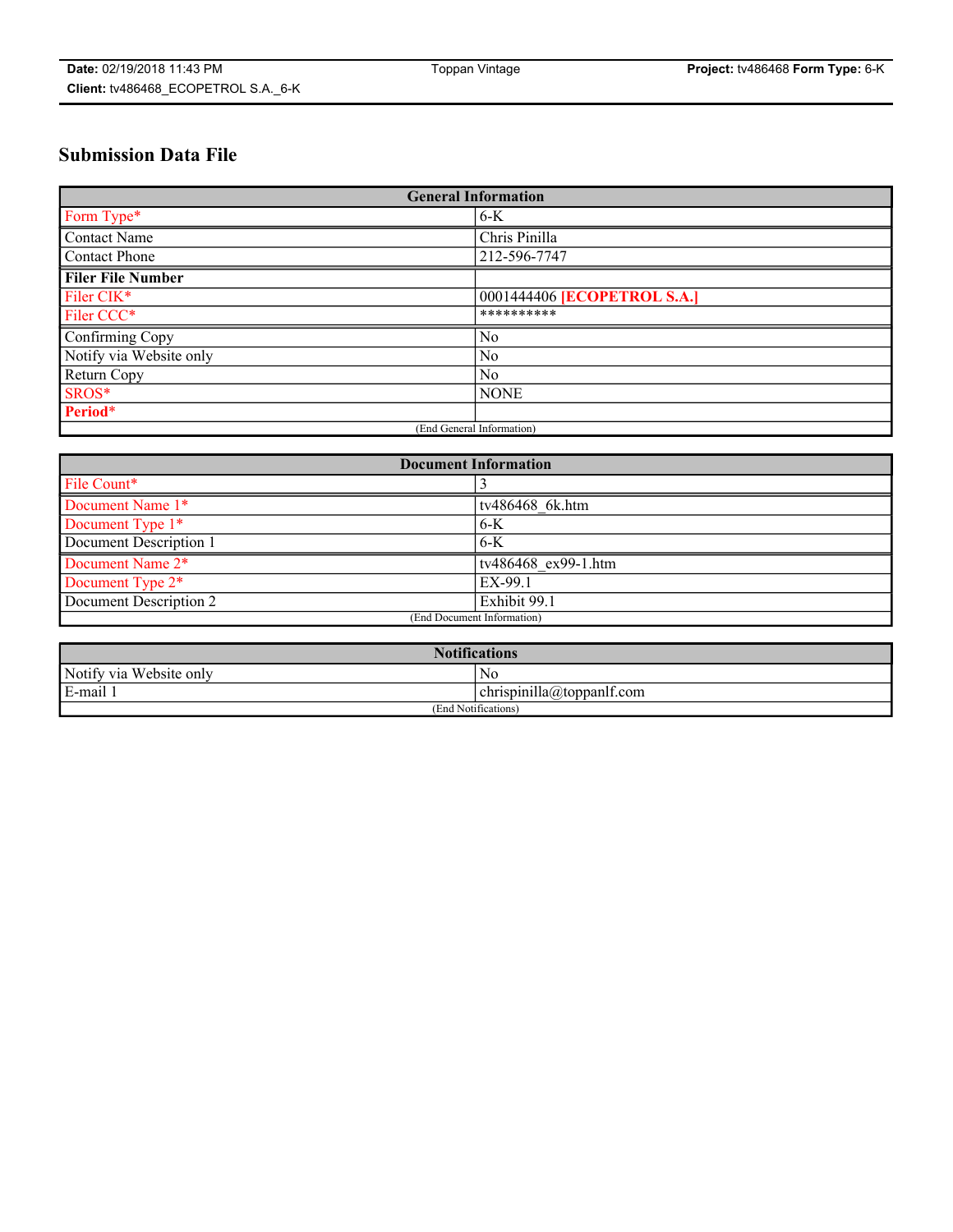# Submission Data File

| General Information | |
|---|---|
| Form Type* | 6-K |
| Contact Name | Chris Pinilla |
| Contact Phone | 212-596-7747 |
| **Filer File Number** | |
| Filer CIK* | 0001444406 **[ECOPETROL S.A.]** |
| Filer CCC* | ********** |
| Confirming Copy | No |
| Notify via Website only | No |
| Return Copy | No |
| SROS* | NONE |
| **Period*** | |
| (End General Information) | |

| Document Information | |
|---|---|
| File Count* | 3 |
| Document Name 1* | tv486468_6k.htm |
| Document Type 1* | 6-K |
| Document Description 1 | 6-K |
| Document Name 2* | tv486468_ex99-1.htm |
| Document Type 2* | EX-99.1 |
| Document Description 2 | Exhibit 99.1 |
| (End Document Information) | |

| Notifications | |
|---|---|
| Notify via Website only | No |
| E-mail 1 | chrispinilla@toppanlf.com |
| (End Notifications) | |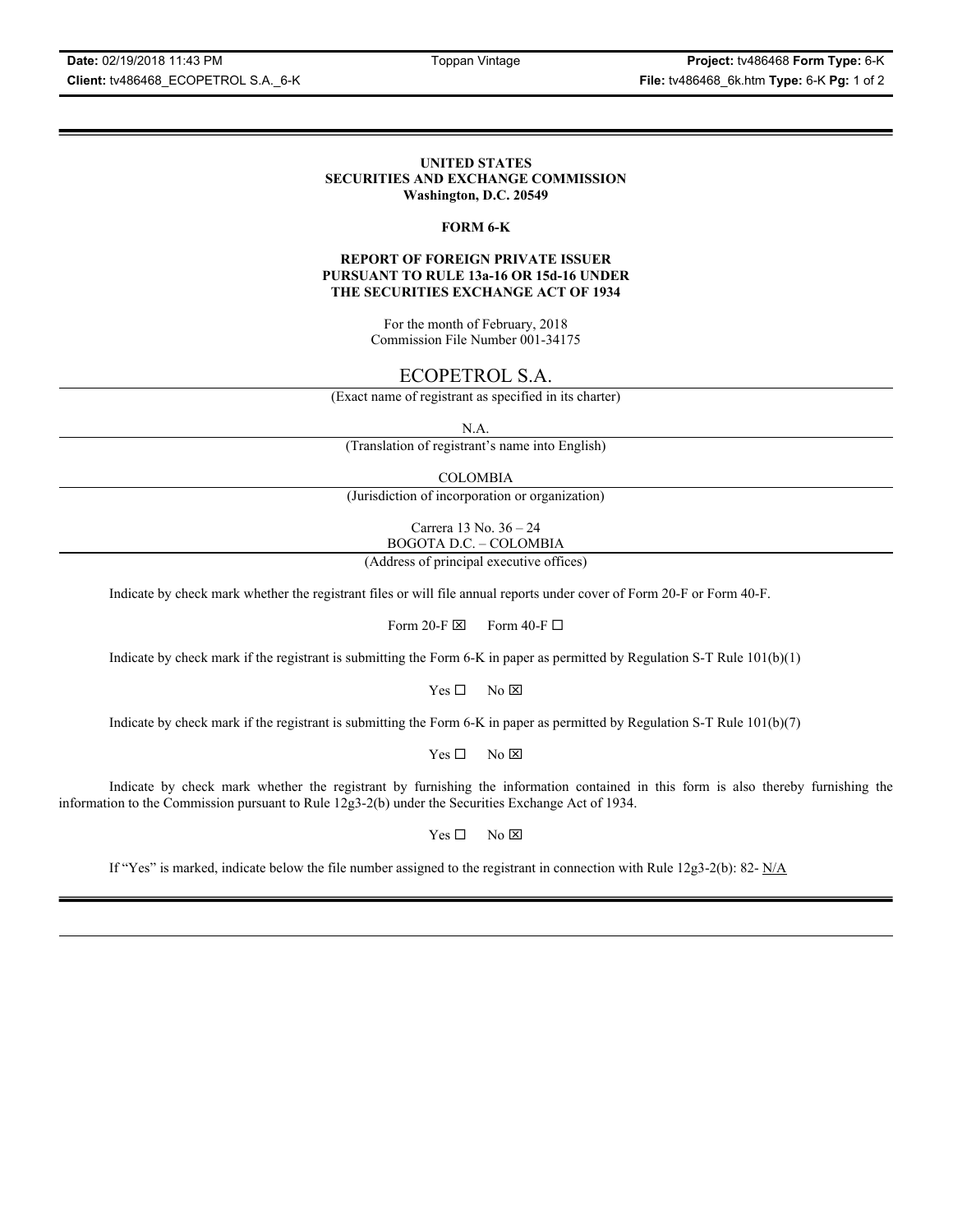**UNITED STATES**
**SECURITIES AND EXCHANGE COMMISSION**
**Washington, D.C. 20549**

**FORM 6-K**

**REPORT OF FOREIGN PRIVATE ISSUER**
**PURSUANT TO RULE 13a-16 OR 15d-16 UNDER**
**THE SECURITIES EXCHANGE ACT OF 1934**

For the month of February, 2018
Commission File Number 001-34175

ECOPETROL S.A.

(Exact name of registrant as specified in its charter)

N.A.

(Translation of registrant's name into English)

COLOMBIA

(Jurisdiction of incorporation or organization)

Carrera 13 No. 36 – 24
BOGOTA D.C. – COLOMBIA

(Address of principal executive offices)

Indicate by check mark whether the registrant files or will file annual reports under cover of Form 20-F or Form 40-F.

Form 20-F ☒ Form 40-F ☐

Indicate by check mark if the registrant is submitting the Form 6-K in paper as permitted by Regulation S-T Rule 101(b)(1)

Yes ☐ No ☒

Indicate by check mark if the registrant is submitting the Form 6-K in paper as permitted by Regulation S-T Rule 101(b)(7)

Yes ☐ No ☒

Indicate by check mark whether the registrant by furnishing the information contained in this form is also thereby furnishing the information to the Commission pursuant to Rule 12g3-2(b) under the Securities Exchange Act of 1934.

Yes ☐ No ☒

If "Yes" is marked, indicate below the file number assigned to the registrant in connection with Rule 12g3-2(b): 82- N/A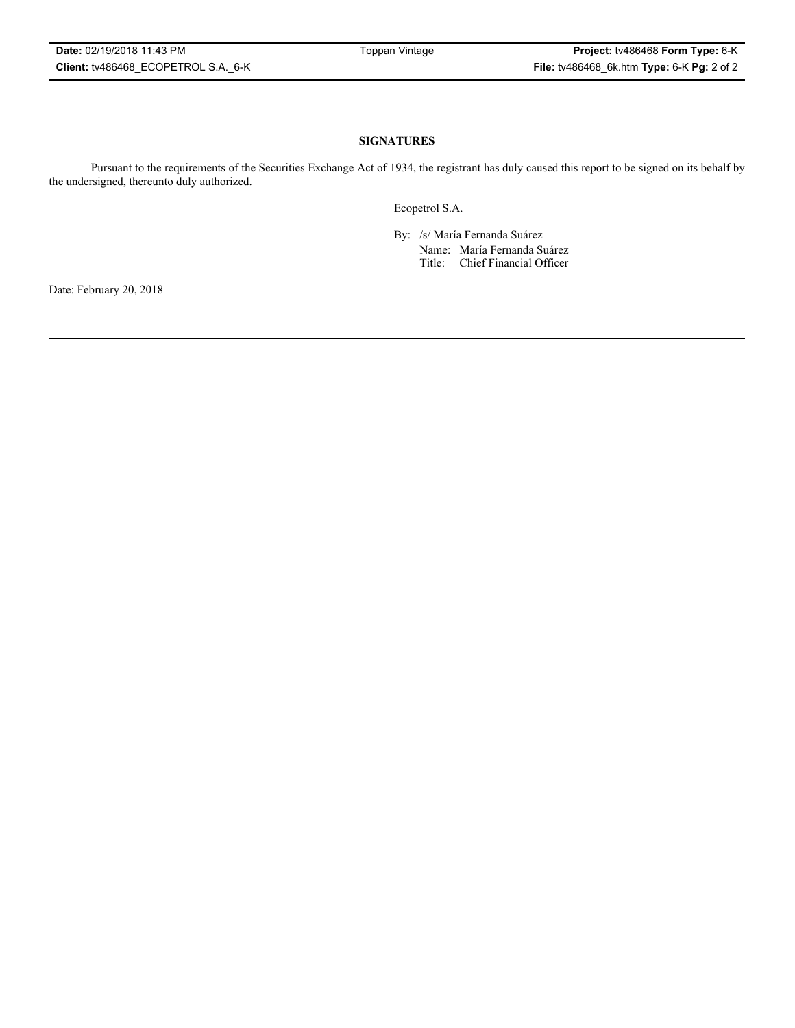## SIGNATURES

Pursuant to the requirements of the Securities Exchange Act of 1934, the registrant has duly caused this report to be signed on its behalf by the undersigned, thereunto duly authorized.

Ecopetrol S.A.

By: /s/ María Fernanda Suárez

Name: María Fernanda Suárez

Title: Chief Financial Officer

Date: February 20, 2018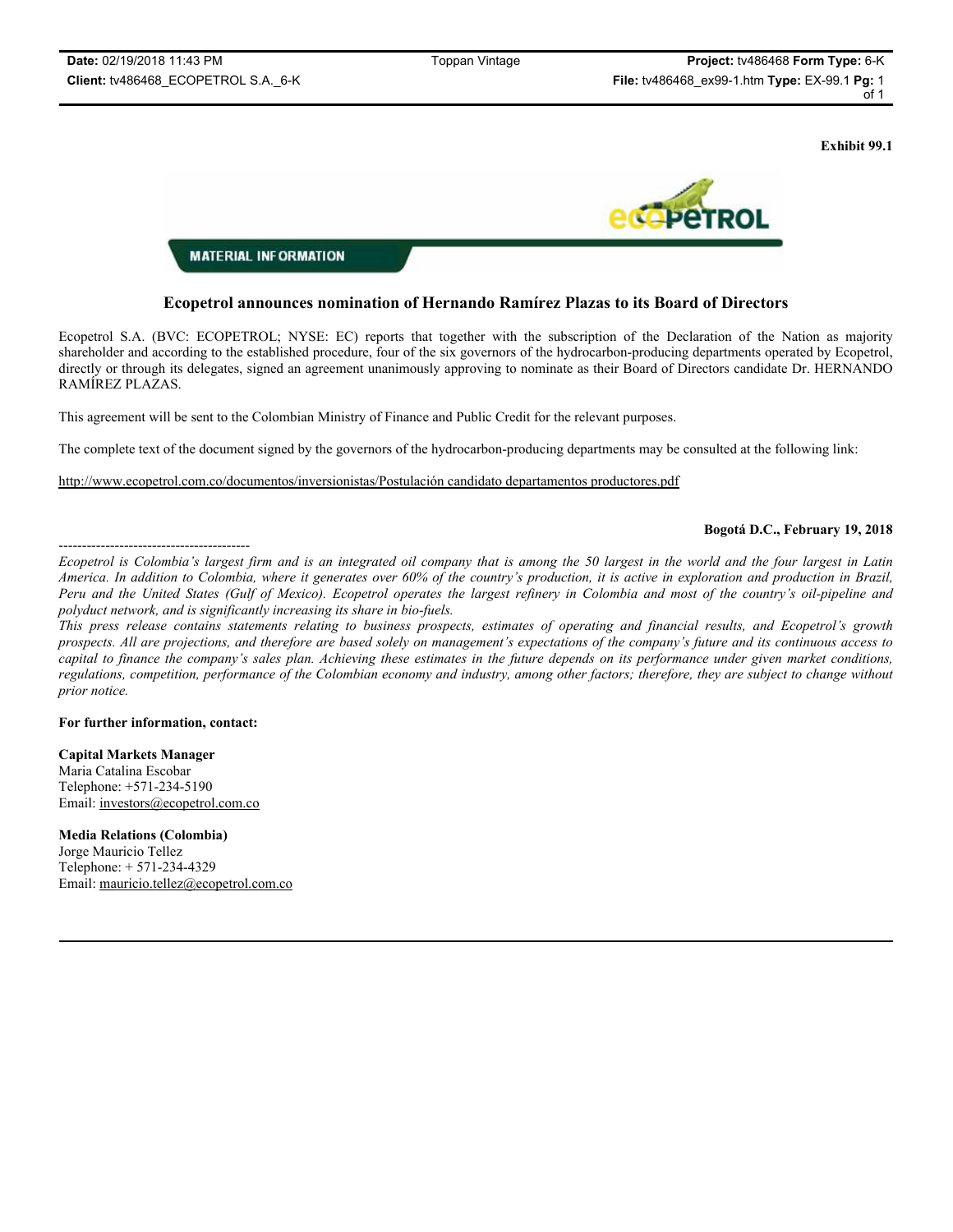**Exhibit 99.1**

**MATERIAL INFORMATION**

## Ecopetrol announces nomination of Hernando Ramírez Plazas to its Board of Directors

Ecopetrol S.A. (BVC: ECOPETROL; NYSE: EC) reports that together with the subscription of the Declaration of the Nation as majority shareholder and according to the established procedure, four of the six governors of the hydrocarbon-producing departments operated by Ecopetrol, directly or through its delegates, signed an agreement unanimously approving to nominate as their Board of Directors candidate Dr. HERNANDO RAMÍREZ PLAZAS.

This agreement will be sent to the Colombian Ministry of Finance and Public Credit for the relevant purposes.

The complete text of the document signed by the governors of the hydrocarbon-producing departments may be consulted at the following link:

http://www.ecopetrol.com.co/documentos/inversionistas/Postulación candidato departamentos productores.pdf

**Bogotá D.C., February 19, 2018**

-----------------------------------------

*Ecopetrol is Colombia's largest firm and is an integrated oil company that is among the 50 largest in the world and the four largest in Latin America. In addition to Colombia, where it generates over 60% of the country's production, it is active in exploration and production in Brazil, Peru and the United States (Gulf of Mexico). Ecopetrol operates the largest refinery in Colombia and most of the country's oil-pipeline and polyduct network, and is significantly increasing its share in bio-fuels.*

*This press release contains statements relating to business prospects, estimates of operating and financial results, and Ecopetrol's growth prospects. All are projections, and therefore are based solely on management's expectations of the company's future and its continuous access to capital to finance the company's sales plan. Achieving these estimates in the future depends on its performance under given market conditions, regulations, competition, performance of the Colombian economy and industry, among other factors; therefore, they are subject to change without prior notice.*

**For further information, contact:**

**Capital Markets Manager**
Maria Catalina Escobar
Telephone: +571-234-5190
Email: investors@ecopetrol.com.co

**Media Relations (Colombia)**
Jorge Mauricio Tellez
Telephone: + 571-234-4329
Email: mauricio.tellez@ecopetrol.com.co